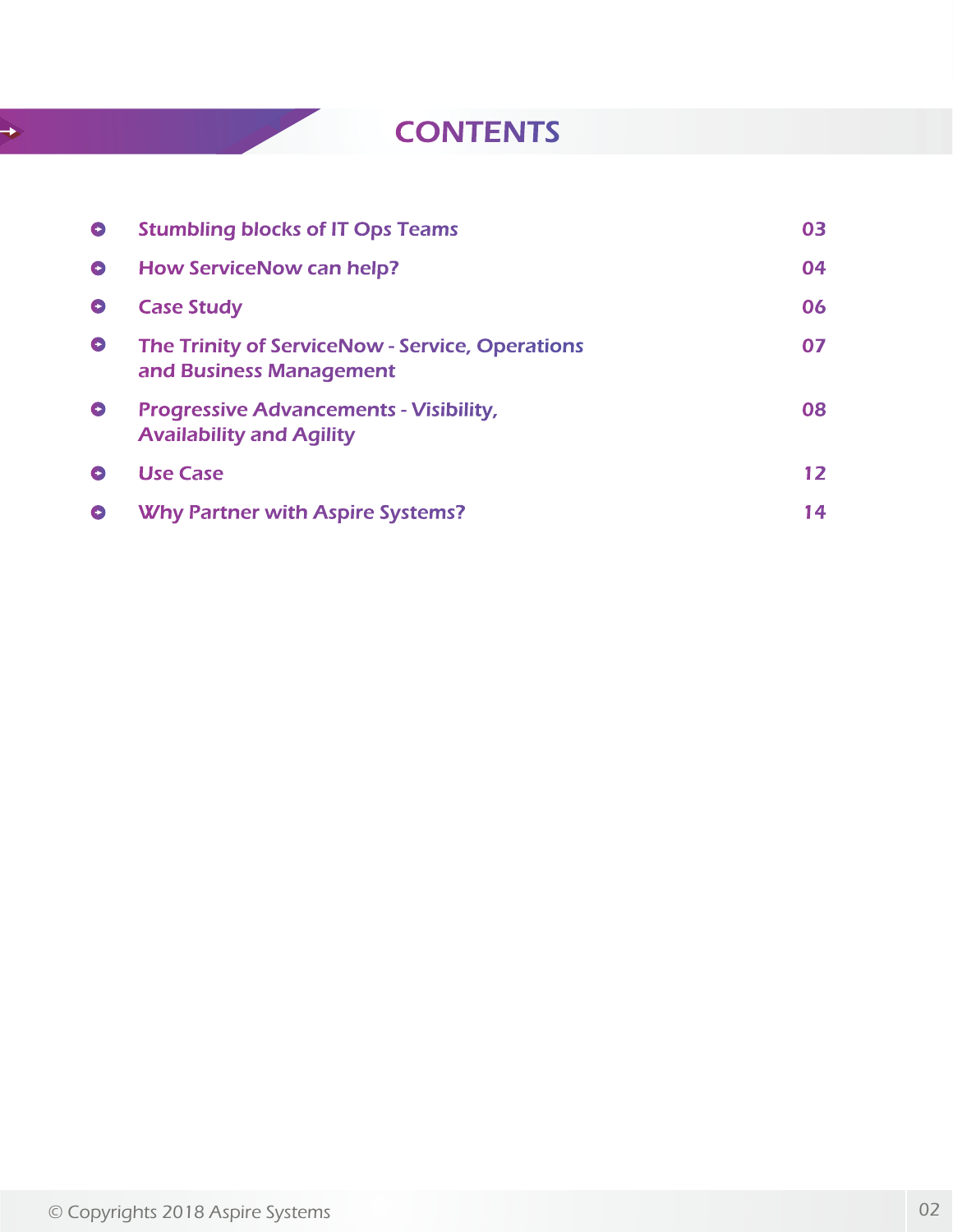# CONTENTS

| | |
|---|---|
| Stumbling blocks of IT Ops Teams | 03 |
| How ServiceNow can help? | 04 |
| Case Study | 06 |
| The Trinity of ServiceNow - Service, Operations and Business Management | 07 |
| Progressive Advancements - Visibility, Availability and Agility | 08 |
| Use Case | 12 |
| Why Partner with Aspire Systems? | 14 |

© Copyrights 2018 Aspire Systems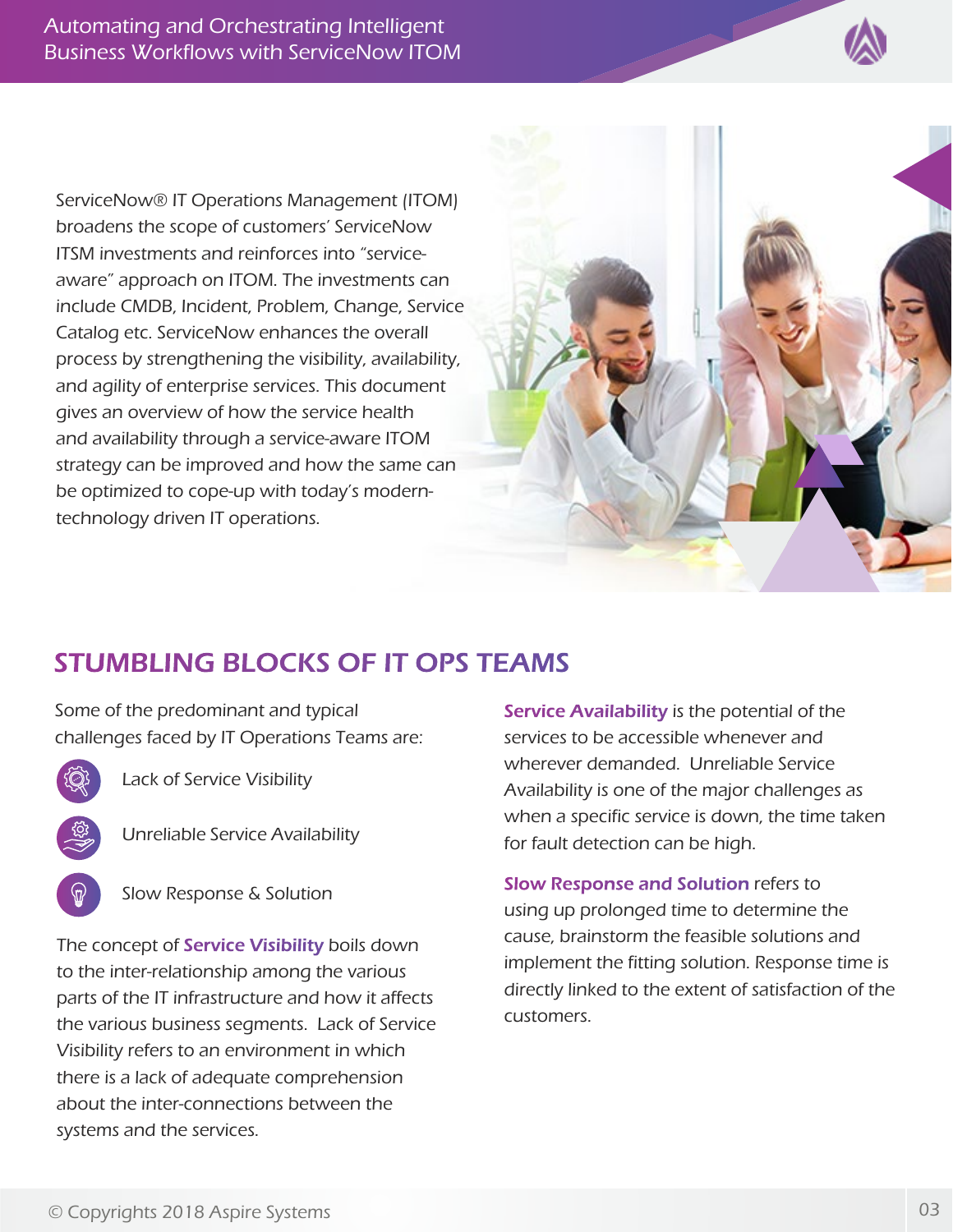ServiceNow® IT Operations Management (ITOM) broadens the scope of customers' ServiceNow ITSM investments and reinforces into "service-aware" approach on ITOM. The investments can include CMDB, Incident, Problem, Change, Service Catalog etc. ServiceNow enhances the overall process by strengthening the visibility, availability, and agility of enterprise services. This document gives an overview of how the service health and availability through a service-aware ITOM strategy can be improved and how the same can be optimized to cope-up with today's modern-technology driven IT operations.

## STUMBLING BLOCKS OF IT OPS TEAMS

Some of the predominant and typical challenges faced by IT Operations Teams are:

- Lack of Service Visibility
- Unreliable Service Availability
- Slow Response & Solution

The concept of **Service Visibility** boils down to the inter-relationship among the various parts of the IT infrastructure and how it affects the various business segments. Lack of Service Visibility refers to an environment in which there is a lack of adequate comprehension about the inter-connections between the systems and the services.

**Service Availability** is the potential of the services to be accessible whenever and wherever demanded. Unreliable Service Availability is one of the major challenges as when a specific service is down, the time taken for fault detection can be high.

**Slow Response and Solution** refers to using up prolonged time to determine the cause, brainstorm the feasible solutions and implement the fitting solution. Response time is directly linked to the extent of satisfaction of the customers.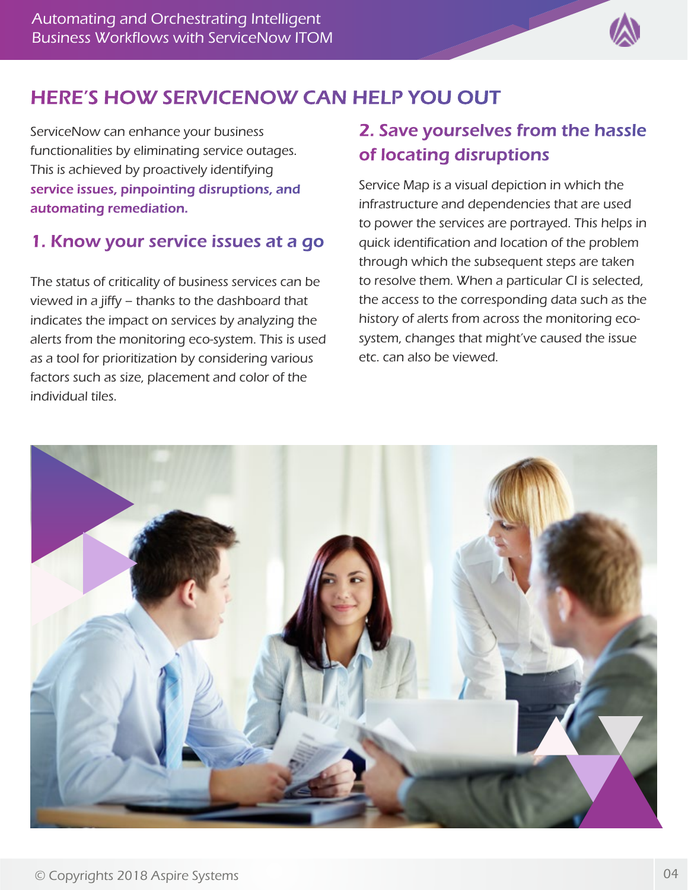## HERE'S HOW SERVICENOW CAN HELP YOU OUT

ServiceNow can enhance your business functionalities by eliminating service outages. This is achieved by proactively identifying **service issues, pinpointing disruptions, and automating remediation.**

### 1. Know your service issues at a go

The status of criticality of business services can be viewed in a jiffy – thanks to the dashboard that indicates the impact on services by analyzing the alerts from the monitoring eco-system. This is used as a tool for prioritization by considering various factors such as size, placement and color of the individual tiles.

### 2. Save yourselves from the hassle of locating disruptions

Service Map is a visual depiction in which the infrastructure and dependencies that are used to power the services are portrayed. This helps in quick identification and location of the problem through which the subsequent steps are taken to resolve them. When a particular CI is selected, the access to the corresponding data such as the history of alerts from across the monitoring eco-system, changes that might've caused the issue etc. can also be viewed.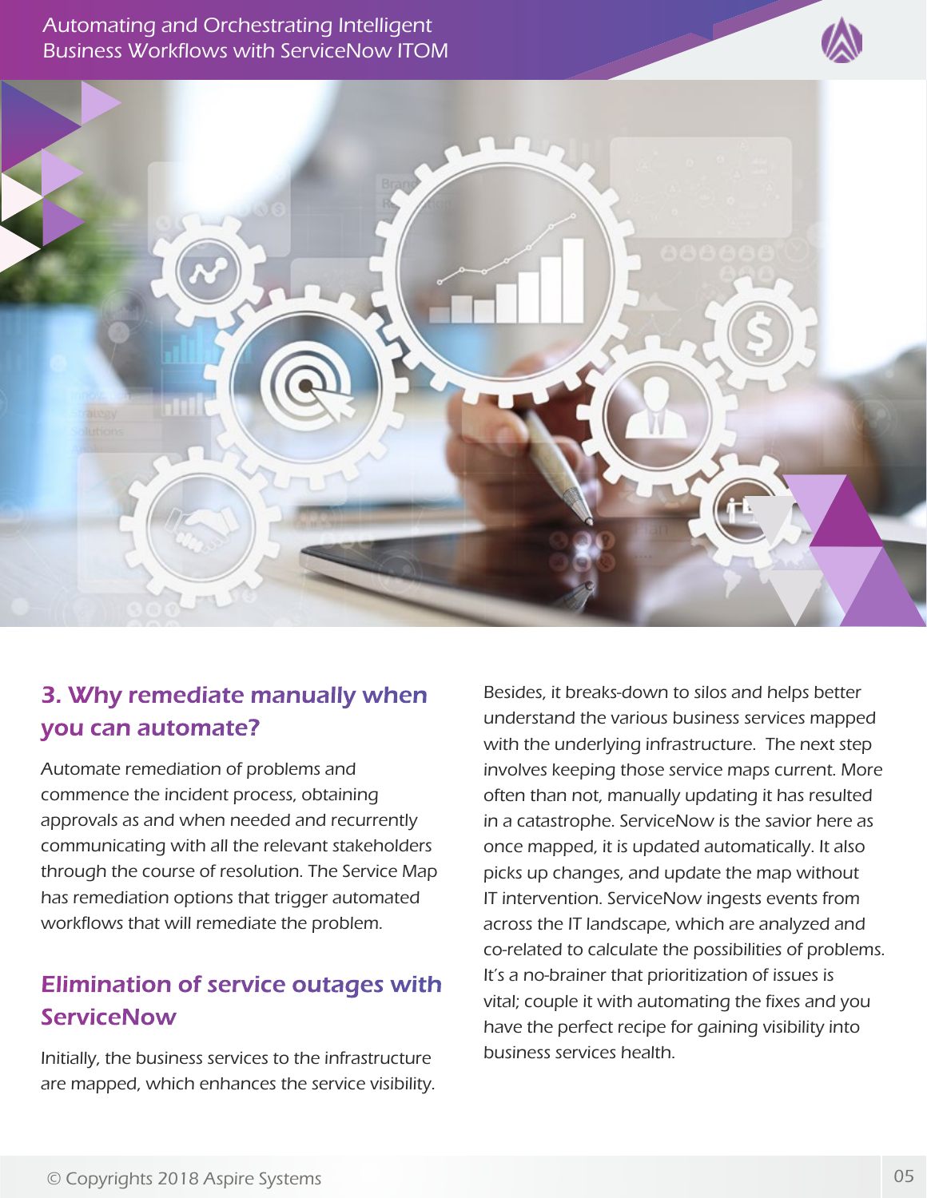## 3. Why remediate manually when you can automate?

Automate remediation of problems and commence the incident process, obtaining approvals as and when needed and recurrently communicating with all the relevant stakeholders through the course of resolution. The Service Map has remediation options that trigger automated workflows that will remediate the problem.

## Elimination of service outages with ServiceNow

Initially, the business services to the infrastructure are mapped, which enhances the service visibility. Besides, it breaks-down to silos and helps better understand the various business services mapped with the underlying infrastructure. The next step involves keeping those service maps current. More often than not, manually updating it has resulted in a catastrophe. ServiceNow is the savior here as once mapped, it is updated automatically. It also picks up changes, and update the map without IT intervention. ServiceNow ingests events from across the IT landscape, which are analyzed and co-related to calculate the possibilities of problems. It's a no-brainer that prioritization of issues is vital; couple it with automating the fixes and you have the perfect recipe for gaining visibility into business services health.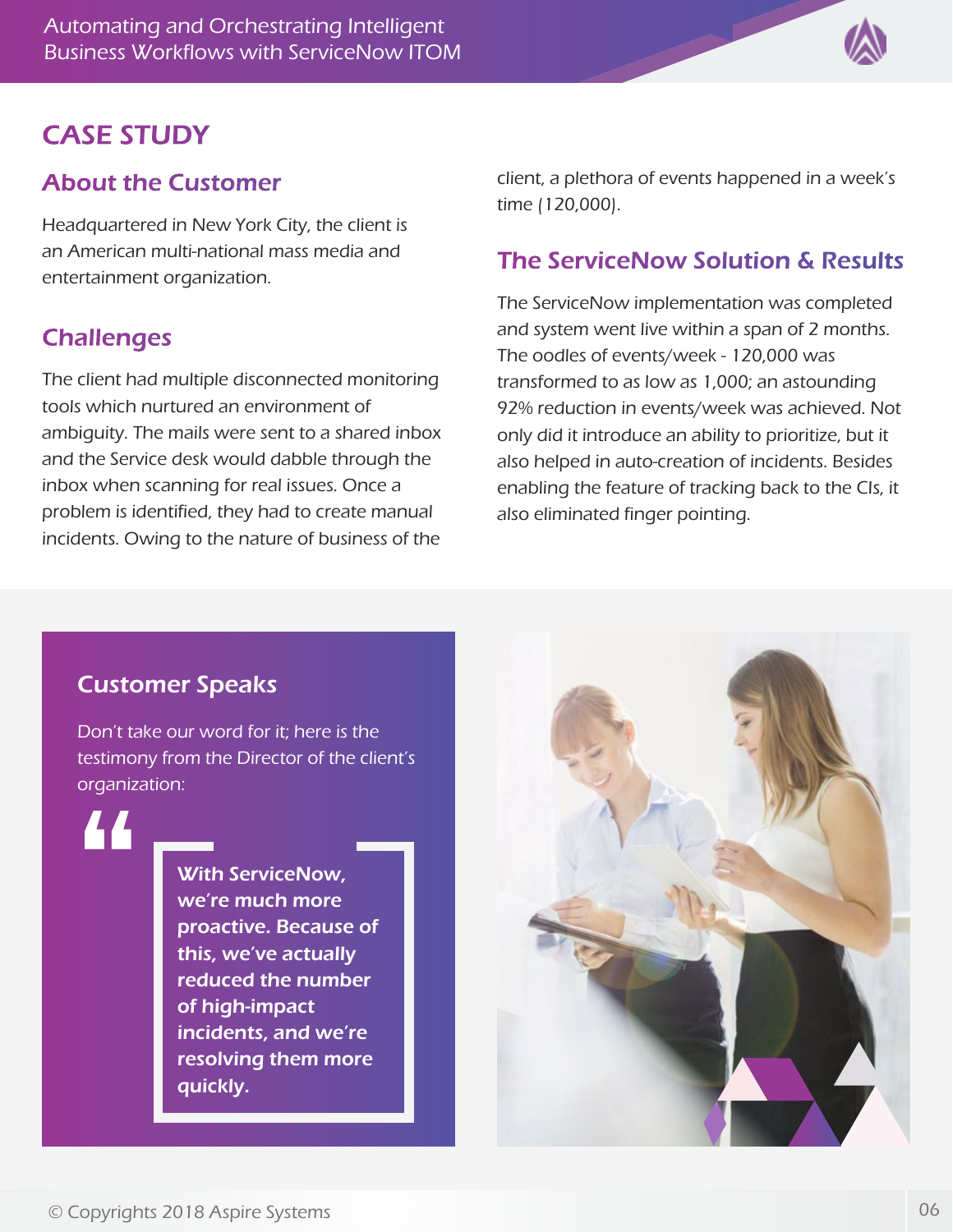# CASE STUDY

## About the Customer

Headquartered in New York City, the client is an American multi-national mass media and entertainment organization.

## Challenges

The client had multiple disconnected monitoring tools which nurtured an environment of ambiguity. The mails were sent to a shared inbox and the Service desk would dabble through the inbox when scanning for real issues. Once a problem is identified, they had to create manual incidents. Owing to the nature of business of the client, a plethora of events happened in a week's time (120,000).

## The ServiceNow Solution & Results

The ServiceNow implementation was completed and system went live within a span of 2 months. The oodles of events/week - 120,000 was transformed to as low as 1,000; an astounding 92% reduction in events/week was achieved. Not only did it introduce an ability to prioritize, but it also helped in auto-creation of incidents. Besides enabling the feature of tracking back to the CIs, it also eliminated finger pointing.

## Customer Speaks

Don't take our word for it; here is the testimony from the Director of the client's organization:

> **With ServiceNow, we're much more proactive. Because of this, we've actually reduced the number of high-impact incidents, and we're resolving them more quickly.**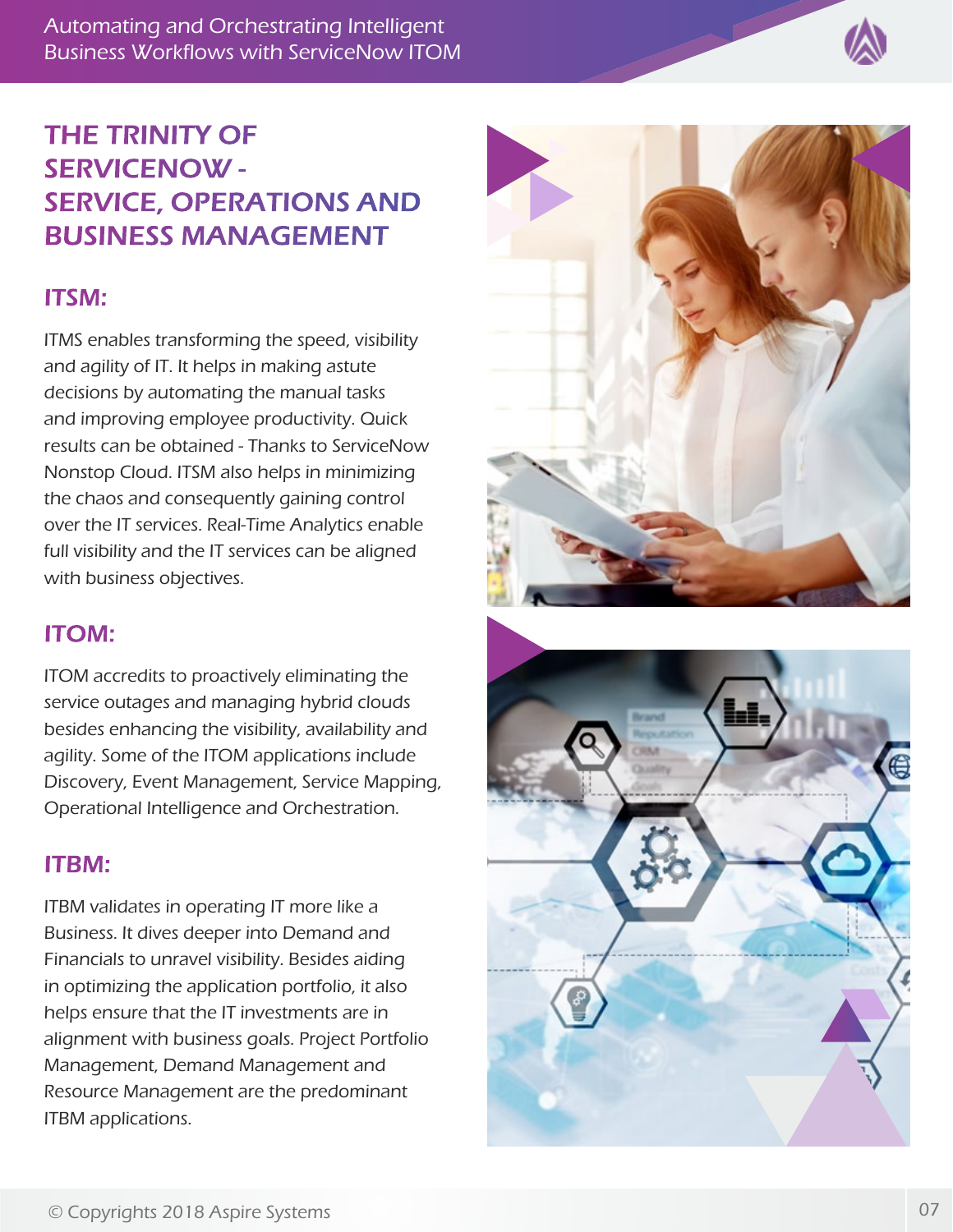# THE TRINITY OF SERVICENOW - SERVICE, OPERATIONS AND BUSINESS MANAGEMENT

## ITSM:

ITMS enables transforming the speed, visibility and agility of IT. It helps in making astute decisions by automating the manual tasks and improving employee productivity. Quick results can be obtained - Thanks to ServiceNow Nonstop Cloud. ITSM also helps in minimizing the chaos and consequently gaining control over the IT services. Real-Time Analytics enable full visibility and the IT services can be aligned with business objectives.

## ITOM:

ITOM accredits to proactively eliminating the service outages and managing hybrid clouds besides enhancing the visibility, availability and agility. Some of the ITOM applications include Discovery, Event Management, Service Mapping, Operational Intelligence and Orchestration.

## ITBM:

ITBM validates in operating IT more like a Business. It dives deeper into Demand and Financials to unravel visibility. Besides aiding in optimizing the application portfolio, it also helps ensure that the IT investments are in alignment with business goals. Project Portfolio Management, Demand Management and Resource Management are the predominant ITBM applications.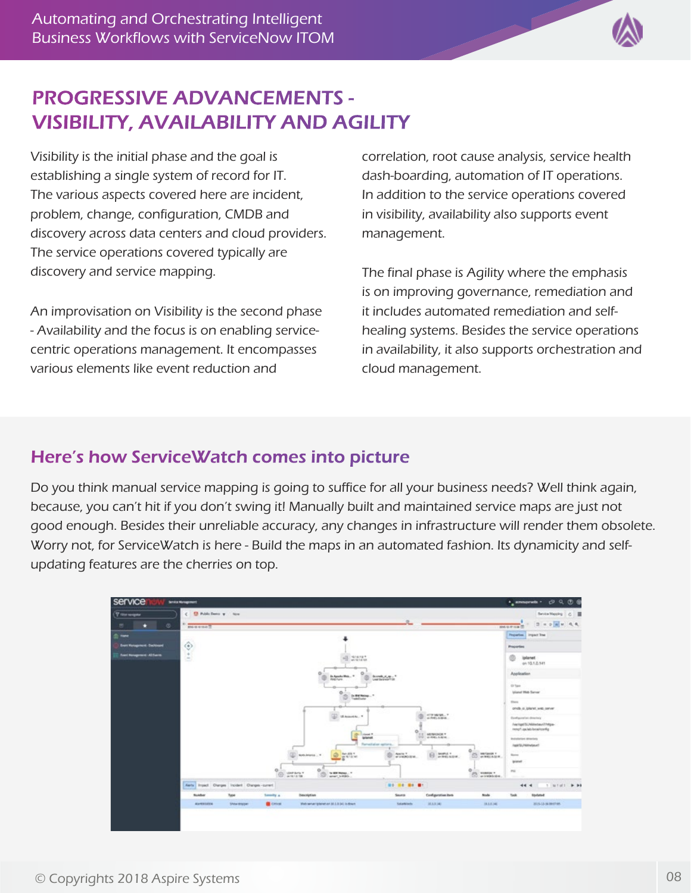## PROGRESSIVE ADVANCEMENTS - VISIBILITY, AVAILABILITY AND AGILITY

Visibility is the initial phase and the goal is establishing a single system of record for IT. The various aspects covered here are incident, problem, change, configuration, CMDB and discovery across data centers and cloud providers. The service operations covered typically are discovery and service mapping.

An improvisation on Visibility is the second phase - Availability and the focus is on enabling service-centric operations management. It encompasses various elements like event reduction and correlation, root cause analysis, service health dash-boarding, automation of IT operations. In addition to the service operations covered in visibility, availability also supports event management.

The final phase is Agility where the emphasis is on improving governance, remediation and it includes automated remediation and self-healing systems. Besides the service operations in availability, it also supports orchestration and cloud management.

## Here's how ServiceWatch comes into picture

Do you think manual service mapping is going to suffice for all your business needs? Well think again, because, you can't hit if you don't swing it! Manually built and maintained service maps are just not good enough. Besides their unreliable accuracy, any changes in infrastructure will render them obsolete. Worry not, for ServiceWatch is here - Build the maps in an automated fashion. Its dynamicity and self-updating features are the cherries on top.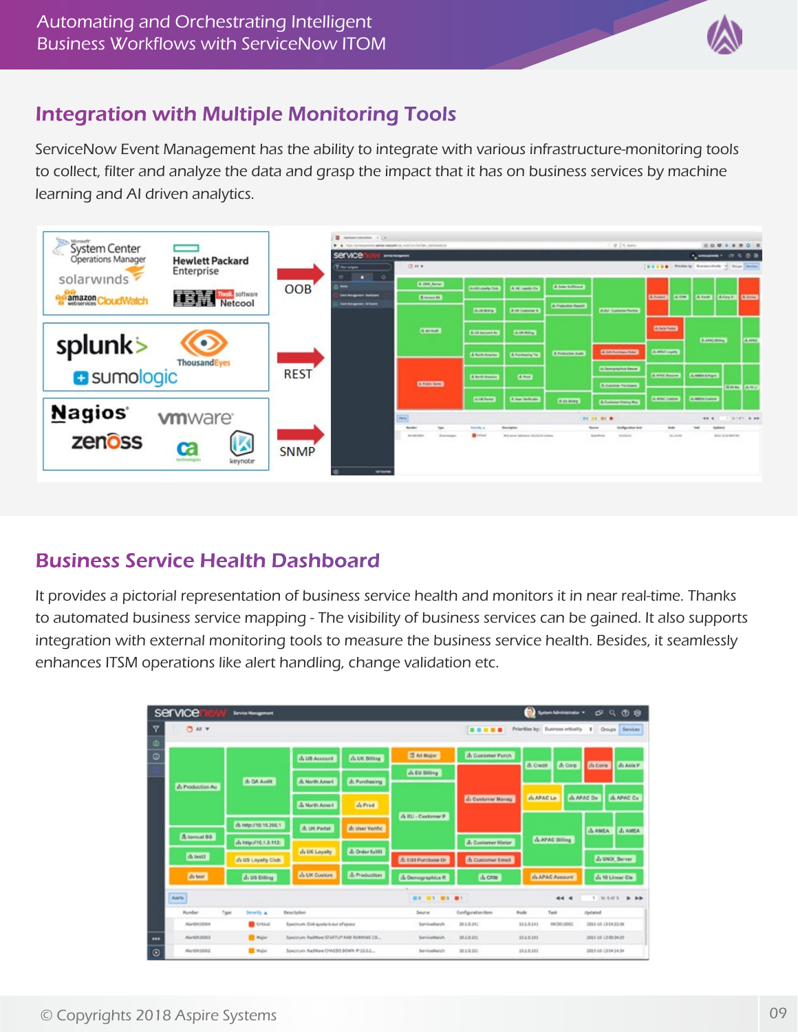## Integration with Multiple Monitoring Tools

ServiceNow Event Management has the ability to integrate with various infrastructure-monitoring tools to collect, filter and analyze the data and grasp the impact that it has on business services by machine learning and AI driven analytics.

## Business Service Health Dashboard

It provides a pictorial representation of business service health and monitors it in near real-time. Thanks to automated business service mapping - The visibility of business services can be gained. It also supports integration with external monitoring tools to measure the business service health. Besides, it seamlessly enhances ITSM operations like alert handling, change validation etc.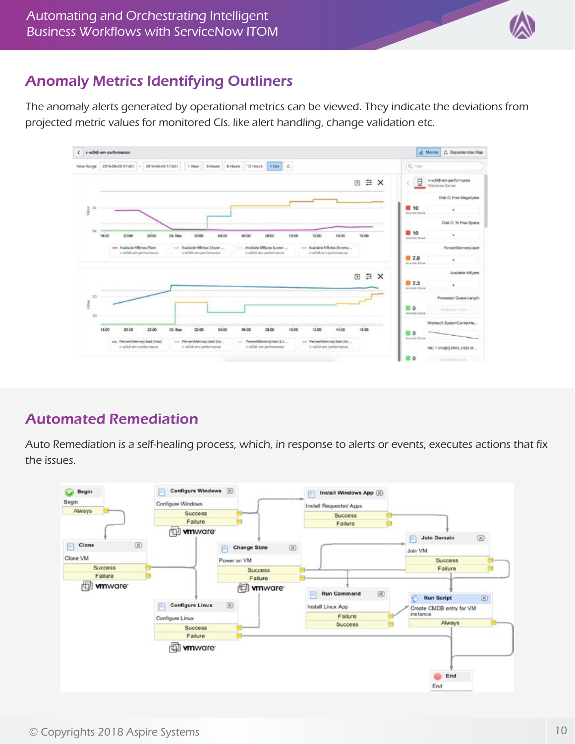## Anomaly Metrics Identifying Outliners

The anomaly alerts generated by operational metrics can be viewed. They indicate the deviations from projected metric values for monitored CIs. like alert handling, change validation etc.

## Automated Remediation

Auto Remediation is a self-healing process, which, in response to alerts or events, executes actions that fix the issues.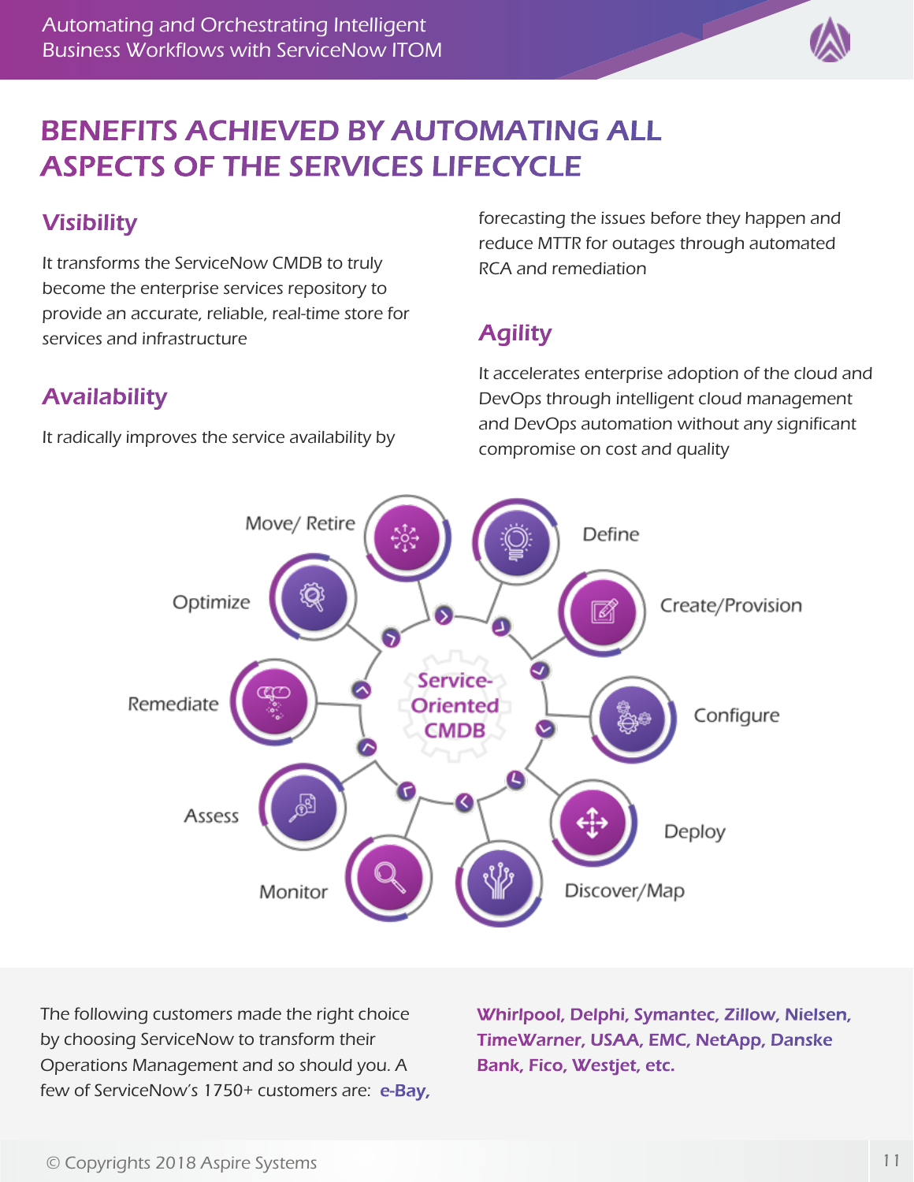# BENEFITS ACHIEVED BY AUTOMATING ALL ASPECTS OF THE SERVICES LIFECYCLE

## Visibility

It transforms the ServiceNow CMDB to truly become the enterprise services repository to provide an accurate, reliable, real-time store for services and infrastructure

## Availability

It radically improves the service availability by forecasting the issues before they happen and reduce MTTR for outages through automated RCA and remediation

## Agility

It accelerates enterprise adoption of the cloud and DevOps through intelligent cloud management and DevOps automation without any significant compromise on cost and quality

Service-Oriented CMDB

Define, Create/Provision, Configure, Deploy, Discover/Map, Monitor, Assess, Remediate, Optimize, Move/ Retire

The following customers made the right choice by choosing ServiceNow to transform their Operations Management and so should you. A few of ServiceNow's 1750+ customers are: **e-Bay, Whirlpool, Delphi, Symantec, Zillow, Nielsen, TimeWarner, USAA, EMC, NetApp, Danske Bank, Fico, Westjet, etc.**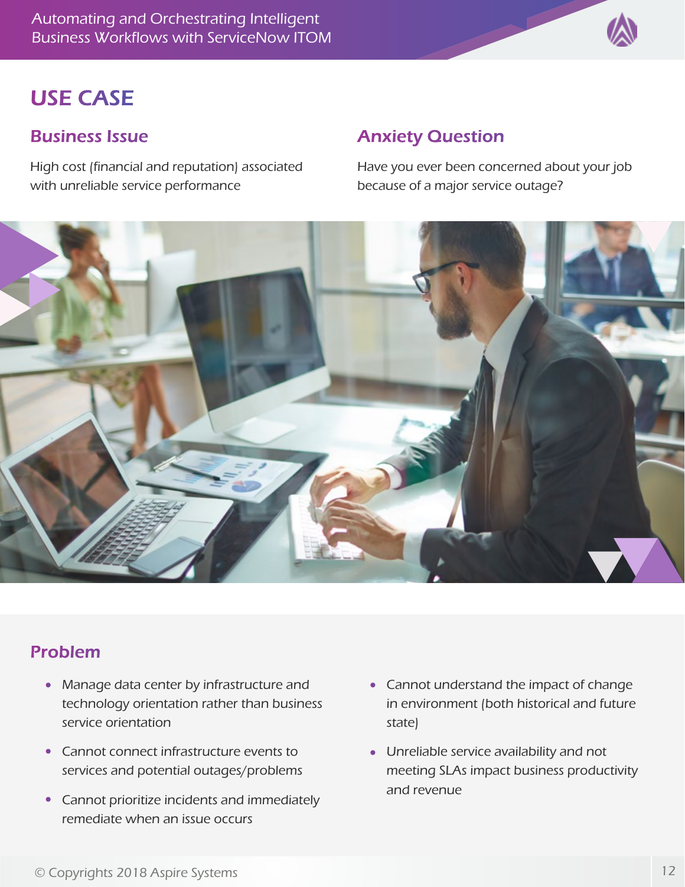# USE CASE

## Business Issue

High cost (financial and reputation) associated with unreliable service performance

## Anxiety Question

Have you ever been concerned about your job because of a major service outage?

## Problem

- Manage data center by infrastructure and technology orientation rather than business service orientation
- Cannot connect infrastructure events to services and potential outages/problems
- Cannot prioritize incidents and immediately remediate when an issue occurs
- Cannot understand the impact of change in environment (both historical and future state)
- Unreliable service availability and not meeting SLAs impact business productivity and revenue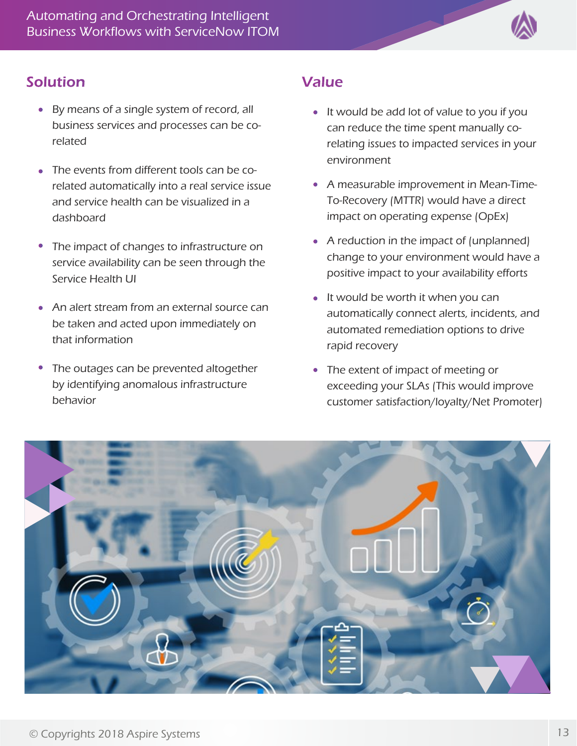## Solution

- By means of a single system of record, all business services and processes can be co-related
- The events from different tools can be co-related automatically into a real service issue and service health can be visualized in a dashboard
- The impact of changes to infrastructure on service availability can be seen through the Service Health UI
- An alert stream from an external source can be taken and acted upon immediately on that information
- The outages can be prevented altogether by identifying anomalous infrastructure behavior

## Value

- It would be add lot of value to you if you can reduce the time spent manually co-relating issues to impacted services in your environment
- A measurable improvement in Mean-Time-To-Recovery (MTTR) would have a direct impact on operating expense (OpEx)
- A reduction in the impact of (unplanned) change to your environment would have a positive impact to your availability efforts
- It would be worth it when you can automatically connect alerts, incidents, and automated remediation options to drive rapid recovery
- The extent of impact of meeting or exceeding your SLAs (This would improve customer satisfaction/loyalty/Net Promoter)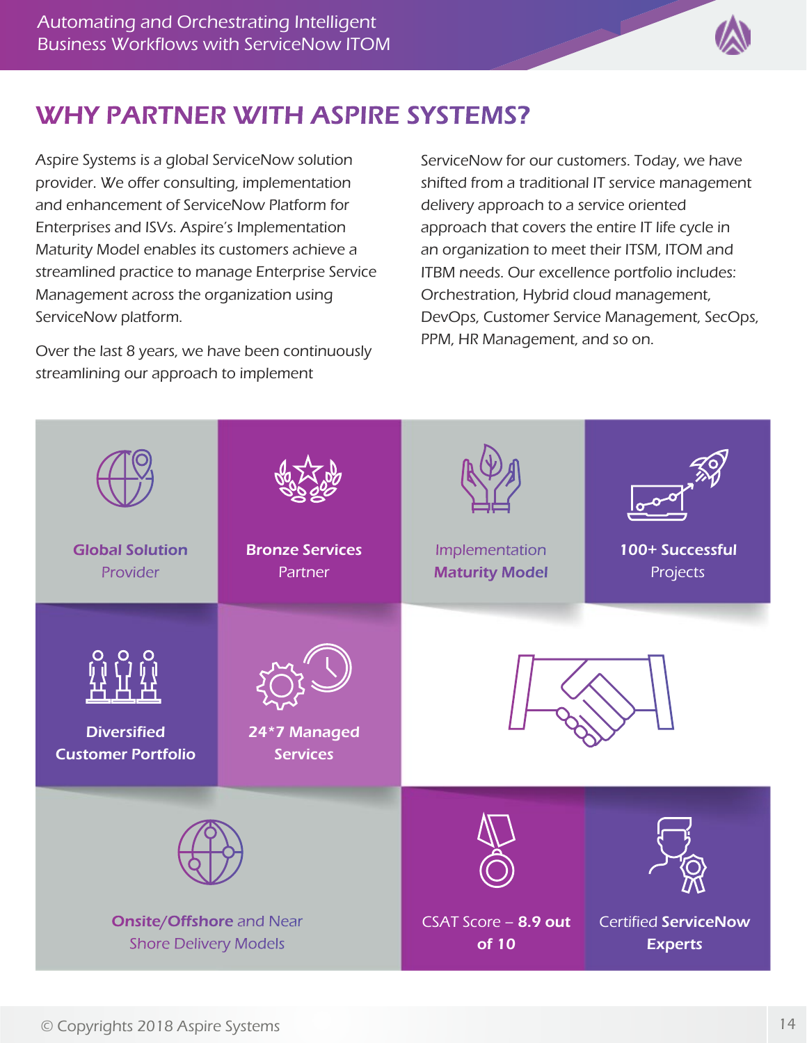## WHY PARTNER WITH ASPIRE SYSTEMS?

Aspire Systems is a global ServiceNow solution provider. We offer consulting, implementation and enhancement of ServiceNow Platform for Enterprises and ISVs. Aspire's Implementation Maturity Model enables its customers achieve a streamlined practice to manage Enterprise Service Management across the organization using ServiceNow platform.

Over the last 8 years, we have been continuously streamlining our approach to implement ServiceNow for our customers. Today, we have shifted from a traditional IT service management delivery approach to a service oriented approach that covers the entire IT life cycle in an organization to meet their ITSM, ITOM and ITBM needs. Our excellence portfolio includes: Orchestration, Hybrid cloud management, DevOps, Customer Service Management, SecOps, PPM, HR Management, and so on.

- **Global Solution** Provider
- **Bronze Services** Partner
- Implementation **Maturity Model**
- **100+ Successful** Projects
- **Diversified Customer Portfolio**
- **24*7 Managed Services**
- **Onsite/Offshore** and Near Shore Delivery Models
- CSAT Score – **8.9 out of 10**
- Certified **ServiceNow Experts**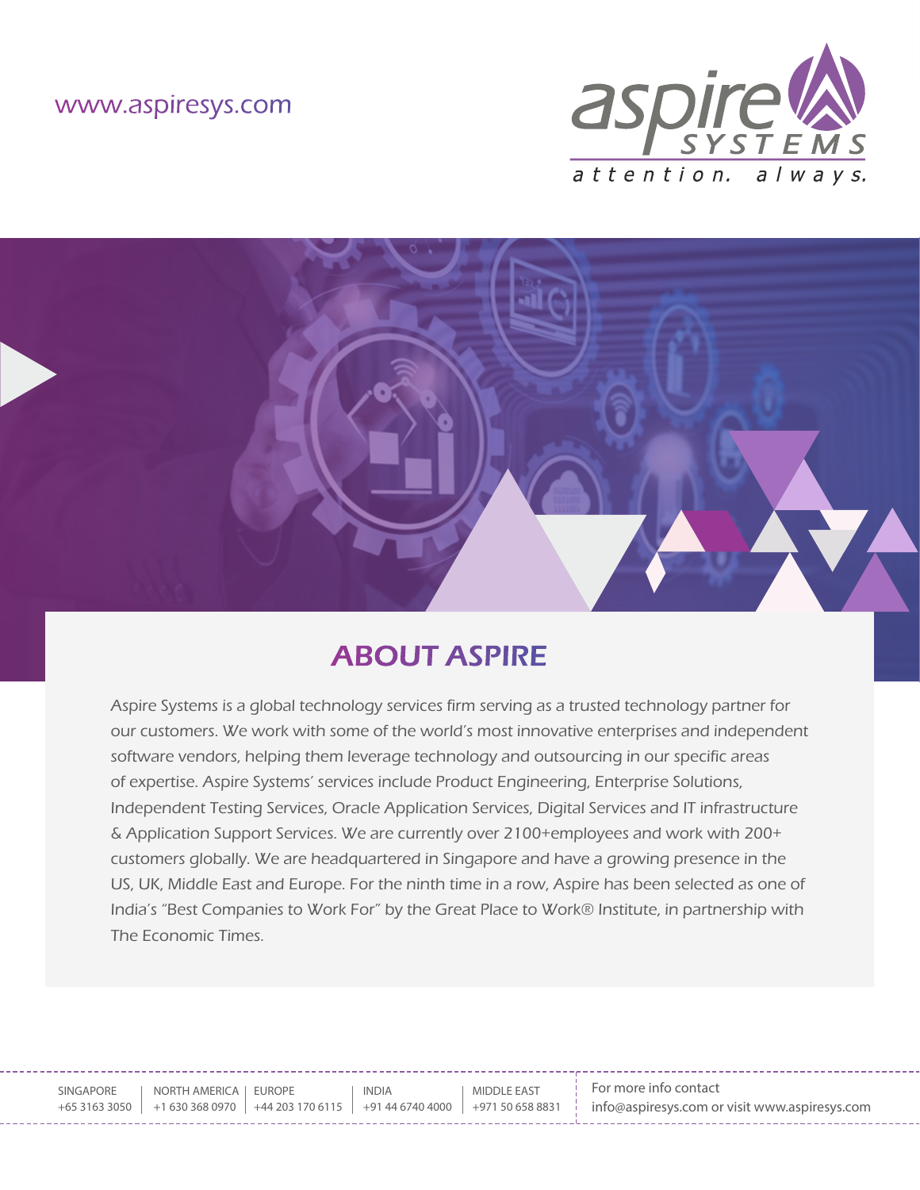www.aspiresys.com

aspire SYSTEMS

attention. always.

## ABOUT ASPIRE

*Aspire Systems is a global technology services firm serving as a trusted technology partner for our customers. We work with some of the world's most innovative enterprises and independent software vendors, helping them leverage technology and outsourcing in our specific areas of expertise. Aspire Systems' services include Product Engineering, Enterprise Solutions, Independent Testing Services, Oracle Application Services, Digital Services and IT infrastructure & Application Support Services. We are currently over 2100+employees and work with 200+ customers globally. We are headquartered in Singapore and have a growing presence in the US, UK, Middle East and Europe. For the ninth time in a row, Aspire has been selected as one of India's "Best Companies to Work For" by the Great Place to Work® Institute, in partnership with The Economic Times.*

| SINGAPORE | NORTH AMERICA | EUROPE | INDIA | MIDDLE EAST |
|---|---|---|---|---|
| +65 3163 3050 | +1 630 368 0970 | +44 203 170 6115 | +91 44 6740 4000 | +971 50 658 8831 |

For more info contact
info@aspiresys.com or visit www.aspiresys.com